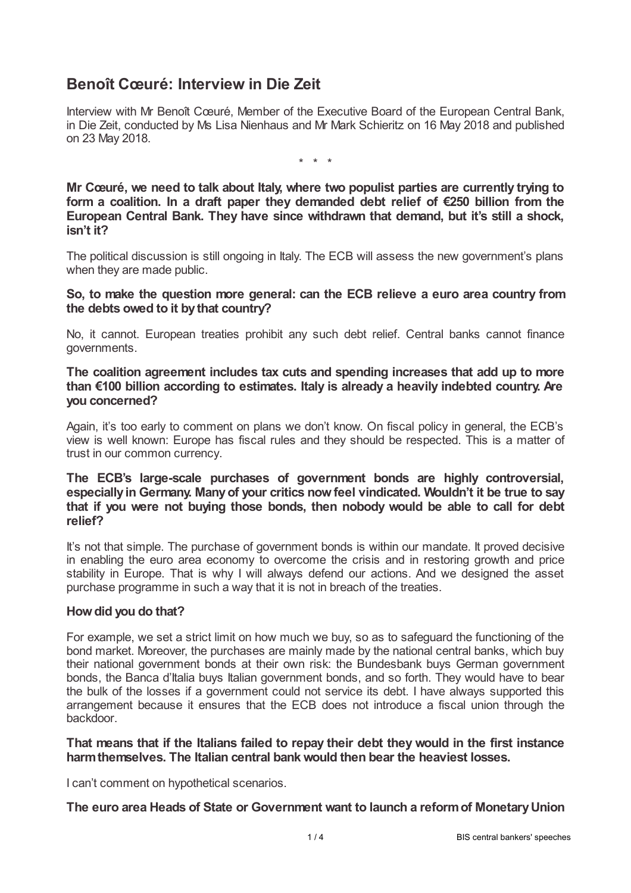# Benoît Cœuré: Interview in Die Zeit

Interview with Mr Benoît Cœuré, Member of the Executive Board of the European Central Bank, in Die Zeit, conducted by Ms Lisa Nienhaus and Mr Mark Schieritz on 16 May 2018 and published on 23 May 2018.

\* \* \*

**Mr Cœuré, we need to talk about Italy, where two populist parties are currently trying to form a coalition. In a draft paper they demanded debt relief of €250 billion from the European Central Bank. They have since withdrawn that demand, but it's still a shock, isn't it?**

The political discussion is still ongoing in Italy. The ECB will assess the new government's plans when they are made public.

**So, to make the question more general: can the ECB relieve a euro area country from the debts owed to it by that country?**

No, it cannot. European treaties prohibit any such debt relief. Central banks cannot finance governments.

**The coalition agreement includes tax cuts and spending increases that add up to more than €100 billion according to estimates. Italy is already a heavily indebted country. Are you concerned?**

Again, it's too early to comment on plans we don't know. On fiscal policy in general, the ECB's view is well known: Europe has fiscal rules and they should be respected. This is a matter of trust in our common currency.

**The ECB's large-scale purchases of government bonds are highly controversial, especially in Germany. Many of your critics now feel vindicated. Wouldn't it be true to say that if you were not buying those bonds, then nobody would be able to call for debt relief?**

It's not that simple. The purchase of government bonds is within our mandate. It proved decisive in enabling the euro area economy to overcome the crisis and in restoring growth and price stability in Europe. That is why I will always defend our actions. And we designed the asset purchase programme in such a way that it is not in breach of the treaties.

**How did you do that?**

For example, we set a strict limit on how much we buy, so as to safeguard the functioning of the bond market. Moreover, the purchases are mainly made by the national central banks, which buy their national government bonds at their own risk: the Bundesbank buys German government bonds, the Banca d'Italia buys Italian government bonds, and so forth. They would have to bear the bulk of the losses if a government could not service its debt. I have always supported this arrangement because it ensures that the ECB does not introduce a fiscal union through the backdoor.

**That means that if the Italians failed to repay their debt they would in the first instance harm themselves. The Italian central bank would then bear the heaviest losses.**

I can't comment on hypothetical scenarios.

**The euro area Heads of State or Government want to launch a reform of Monetary Union**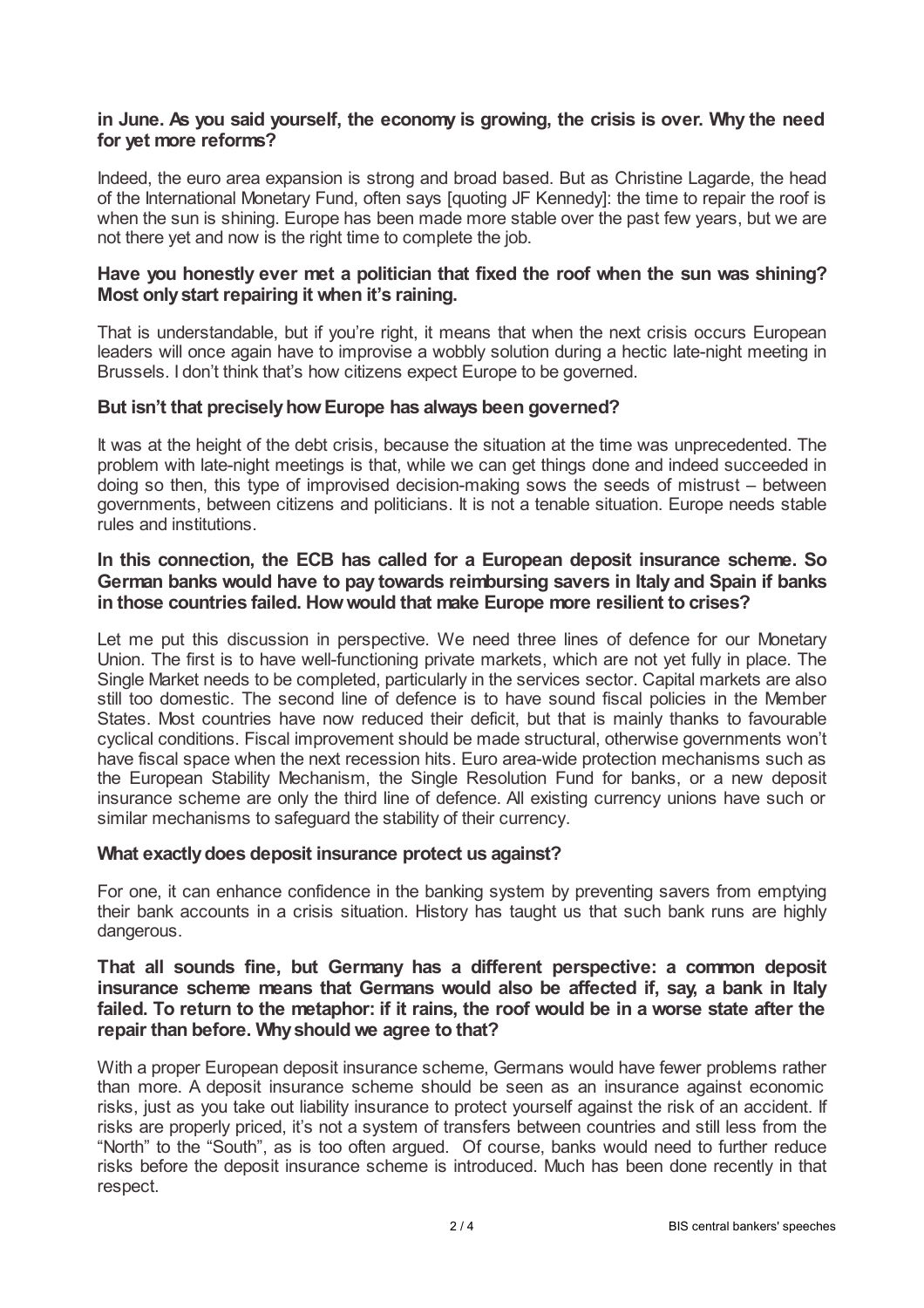**in June. As you said yourself, the economy is growing, the crisis is over. Why the need for yet more reforms?**

Indeed, the euro area expansion is strong and broad based. But as Christine Lagarde, the head of the International Monetary Fund, often says [quoting JF Kennedy]: the time to repair the roof is when the sun is shining. Europe has been made more stable over the past few years, but we are not there yet and now is the right time to complete the job.

**Have you honestly ever met a politician that fixed the roof when the sun was shining? Most only start repairing it when it's raining.**

That is understandable, but if you're right, it means that when the next crisis occurs European leaders will once again have to improvise a wobbly solution during a hectic late-night meeting in Brussels. I don't think that's how citizens expect Europe to be governed.

**But isn't that precisely how Europe has always been governed?**

It was at the height of the debt crisis, because the situation at the time was unprecedented. The problem with late-night meetings is that, while we can get things done and indeed succeeded in doing so then, this type of improvised decision-making sows the seeds of mistrust – between governments, between citizens and politicians. It is not a tenable situation. Europe needs stable rules and institutions.

**In this connection, the ECB has called for a European deposit insurance scheme. So German banks would have to pay towards reimbursing savers in Italy and Spain if banks in those countries failed. How would that make Europe more resilient to crises?**

Let me put this discussion in perspective. We need three lines of defence for our Monetary Union. The first is to have well-functioning private markets, which are not yet fully in place. The Single Market needs to be completed, particularly in the services sector. Capital markets are also still too domestic. The second line of defence is to have sound fiscal policies in the Member States. Most countries have now reduced their deficit, but that is mainly thanks to favourable cyclical conditions. Fiscal improvement should be made structural, otherwise governments won't have fiscal space when the next recession hits. Euro area-wide protection mechanisms such as the European Stability Mechanism, the Single Resolution Fund for banks, or a new deposit insurance scheme are only the third line of defence. All existing currency unions have such or similar mechanisms to safeguard the stability of their currency.

**What exactly does deposit insurance protect us against?**

For one, it can enhance confidence in the banking system by preventing savers from emptying their bank accounts in a crisis situation. History has taught us that such bank runs are highly dangerous.

**That all sounds fine, but Germany has a different perspective: a common deposit insurance scheme means that Germans would also be affected if, say, a bank in Italy failed. To return to the metaphor: if it rains, the roof would be in a worse state after the repair than before. Why should we agree to that?**

With a proper European deposit insurance scheme, Germans would have fewer problems rather than more. A deposit insurance scheme should be seen as an insurance against economic risks, just as you take out liability insurance to protect yourself against the risk of an accident. If risks are properly priced, it's not a system of transfers between countries and still less from the "North" to the "South", as is too often argued. Of course, banks would need to further reduce risks before the deposit insurance scheme is introduced. Much has been done recently in that respect.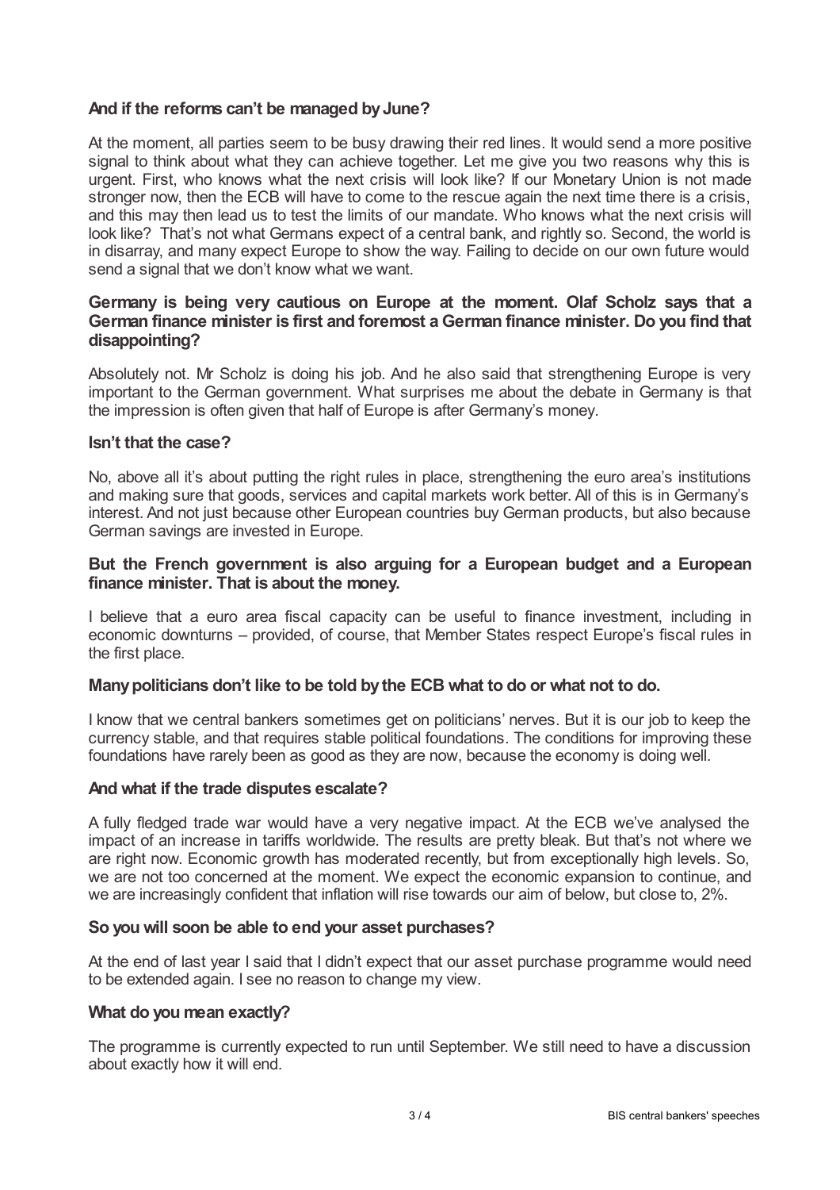**And if the reforms can't be managed by June?**

At the moment, all parties seem to be busy drawing their red lines. It would send a more positive signal to think about what they can achieve together. Let me give you two reasons why this is urgent. First, who knows what the next crisis will look like? If our Monetary Union is not made stronger now, then the ECB will have to come to the rescue again the next time there is a crisis, and this may then lead us to test the limits of our mandate. Who knows what the next crisis will look like? That's not what Germans expect of a central bank, and rightly so. Second, the world is in disarray, and many expect Europe to show the way. Failing to decide on our own future would send a signal that we don't know what we want.

**Germany is being very cautious on Europe at the moment. Olaf Scholz says that a German finance minister is first and foremost a German finance minister. Do you find that disappointing?**

Absolutely not. Mr Scholz is doing his job. And he also said that strengthening Europe is very important to the German government. What surprises me about the debate in Germany is that the impression is often given that half of Europe is after Germany's money.

**Isn't that the case?**

No, above all it's about putting the right rules in place, strengthening the euro area's institutions and making sure that goods, services and capital markets work better. All of this is in Germany's interest. And not just because other European countries buy German products, but also because German savings are invested in Europe.

**But the French government is also arguing for a European budget and a European finance minister. That is about the money.**

I believe that a euro area fiscal capacity can be useful to finance investment, including in economic downturns – provided, of course, that Member States respect Europe's fiscal rules in the first place.

**Many politicians don't like to be told by the ECB what to do or what not to do.**

I know that we central bankers sometimes get on politicians' nerves. But it is our job to keep the currency stable, and that requires stable political foundations. The conditions for improving these foundations have rarely been as good as they are now, because the economy is doing well.

**And what if the trade disputes escalate?**

A fully fledged trade war would have a very negative impact. At the ECB we've analysed the impact of an increase in tariffs worldwide. The results are pretty bleak. But that's not where we are right now. Economic growth has moderated recently, but from exceptionally high levels. So, we are not too concerned at the moment. We expect the economic expansion to continue, and we are increasingly confident that inflation will rise towards our aim of below, but close to, 2%.

**So you will soon be able to end your asset purchases?**

At the end of last year I said that I didn't expect that our asset purchase programme would need to be extended again. I see no reason to change my view.

**What do you mean exactly?**

The programme is currently expected to run until September. We still need to have a discussion about exactly how it will end.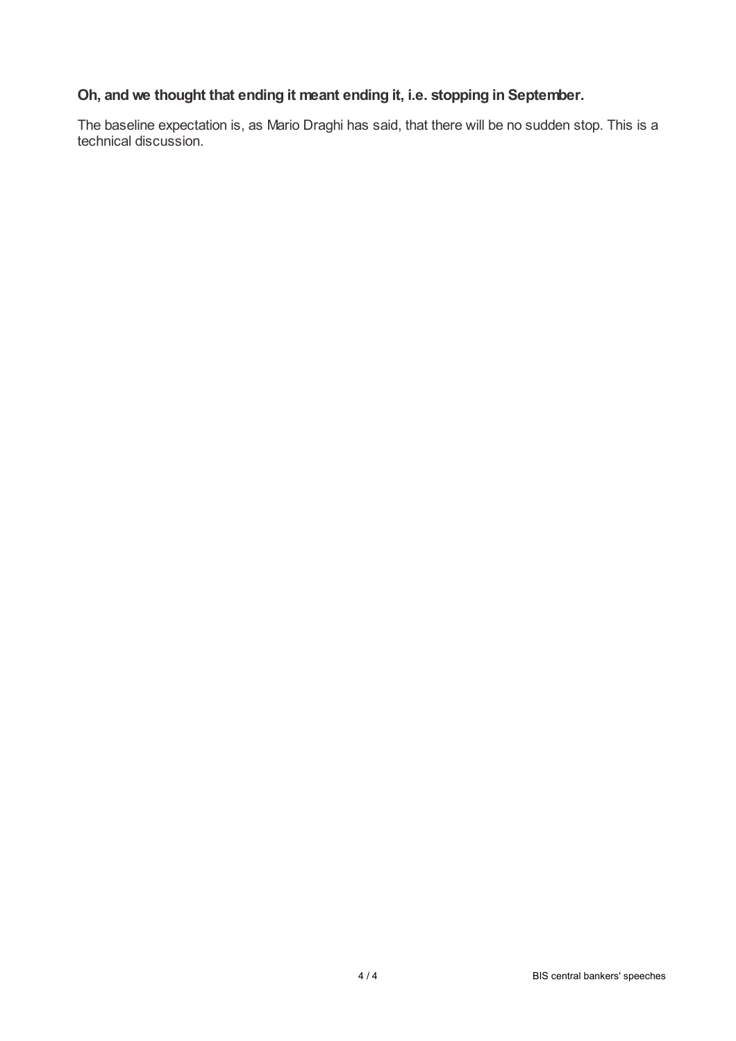**Oh, and we thought that ending it meant ending it, i.e. stopping in September.**

The baseline expectation is, as Mario Draghi has said, that there will be no sudden stop. This is a technical discussion.